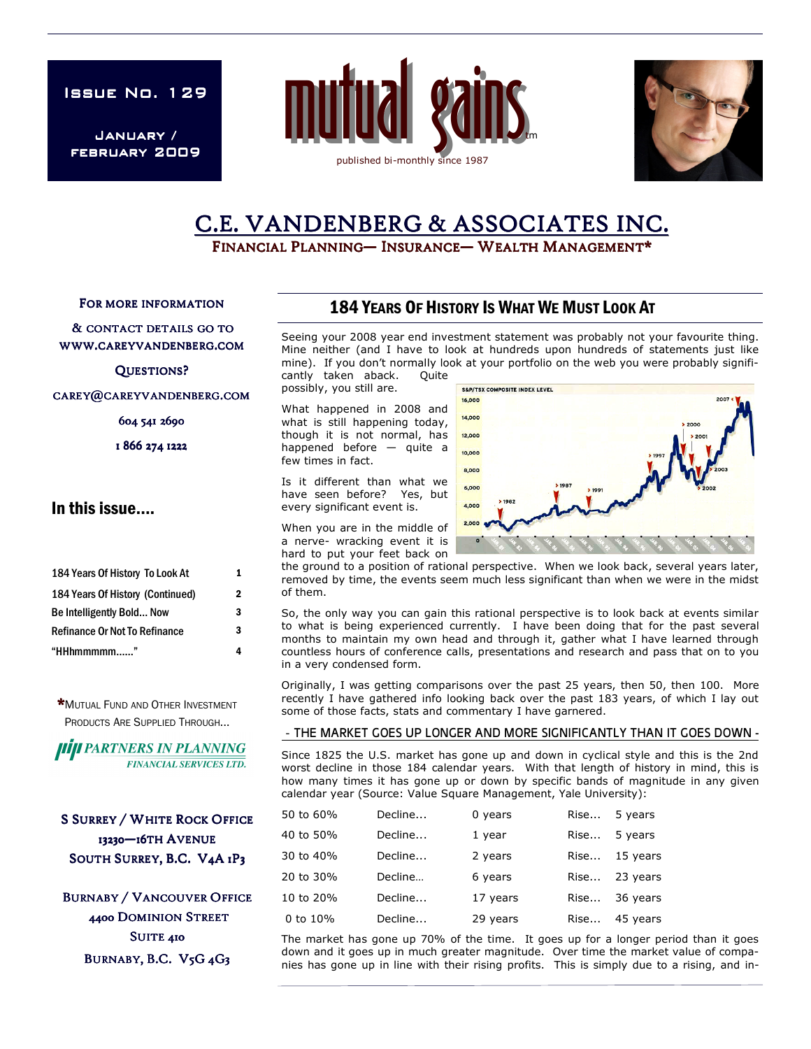Issue No. 129

January / February 2009

# mutual gains

published bi-monthly since 1987

## C.E. VANDENBERG & ASSOCIATES INC.

Financial Planning— Insurance— Wealth Management*

For more information & contact details go to www.careyvandenberg.com

Questions?

carey@careyvandenberg.com

604 541 2690

1 866 274 1222

### In this issue....

| | |
|---|---|
| 184 Years Of History To Look At | 1 |
| 184 Years Of History (Continued) | 2 |
| Be Intelligently Bold... Now | 3 |
| Refinance Or Not To Refinance | 3 |
| "HHhmmmmm......" | 4 |

*Mutual Fund and Other Investment Products Are Supplied Through...

PARTNERS IN PLANNING FINANCIAL SERVICES LTD.

S Surrey / White Rock Office
13230—16th Avenue
South Surrey, B.C. V4A 1P3

Burnaby / Vancouver Office
4400 Dominion Street
Suite 410
Burnaby, B.C. V5G 4G3

## 184 Years Of History Is What We Must Look At

Seeing your 2008 year end investment statement was probably not your favourite thing. Mine neither (and I have to look at hundreds upon hundreds of statements just like mine). If you don't normally look at your portfolio on the web you were probably significantly taken aback. Quite possibly, you still are.

What happened in 2008 and what is still happening today, though it is not normal, has happened before — quite a few times in fact.

Is it different than what we have seen before? Yes, but every significant event is.

When you are in the middle of a nerve- wracking event it is hard to put your feet back on the ground to a position of rational perspective. When we look back, several years later, removed by time, the events seem much less significant than when we were in the midst of them.

So, the only way you can gain this rational perspective is to look back at events similar to what is being experienced currently. I have been doing that for the past several months to maintain my own head and through it, gather what I have learned through countless hours of conference calls, presentations and research and pass that on to you in a very condensed form.

Originally, I was getting comparisons over the past 25 years, then 50, then 100. More recently I have gathered info looking back over the past 183 years, of which I lay out some of those facts, stats and commentary I have garnered.

### - THE MARKET GOES UP LONGER AND MORE SIGNIFICANTLY THAN IT GOES DOWN -

Since 1825 the U.S. market has gone up and down in cyclical style and this is the 2nd worst decline in those 184 calendar years. With that length of history in mind, this is how many times it has gone up or down by specific bands of magnitude in any given calendar year (Source: Value Square Management, Yale University):

| | | | | |
|---|---|---|---|---|
| 50 to 60% | Decline... | 0 years | Rise... | 5 years |
| 40 to 50% | Decline... | 1 year | Rise... | 5 years |
| 30 to 40% | Decline... | 2 years | Rise... | 15 years |
| 20 to 30% | Decline… | 6 years | Rise... | 23 years |
| 10 to 20% | Decline... | 17 years | Rise... | 36 years |
| 0 to 10% | Decline... | 29 years | Rise... | 45 years |

The market has gone up 70% of the time. It goes up for a longer period than it goes down and it goes up in much greater magnitude. Over time the market value of companies has gone up in line with their rising profits. This is simply due to a rising, and in-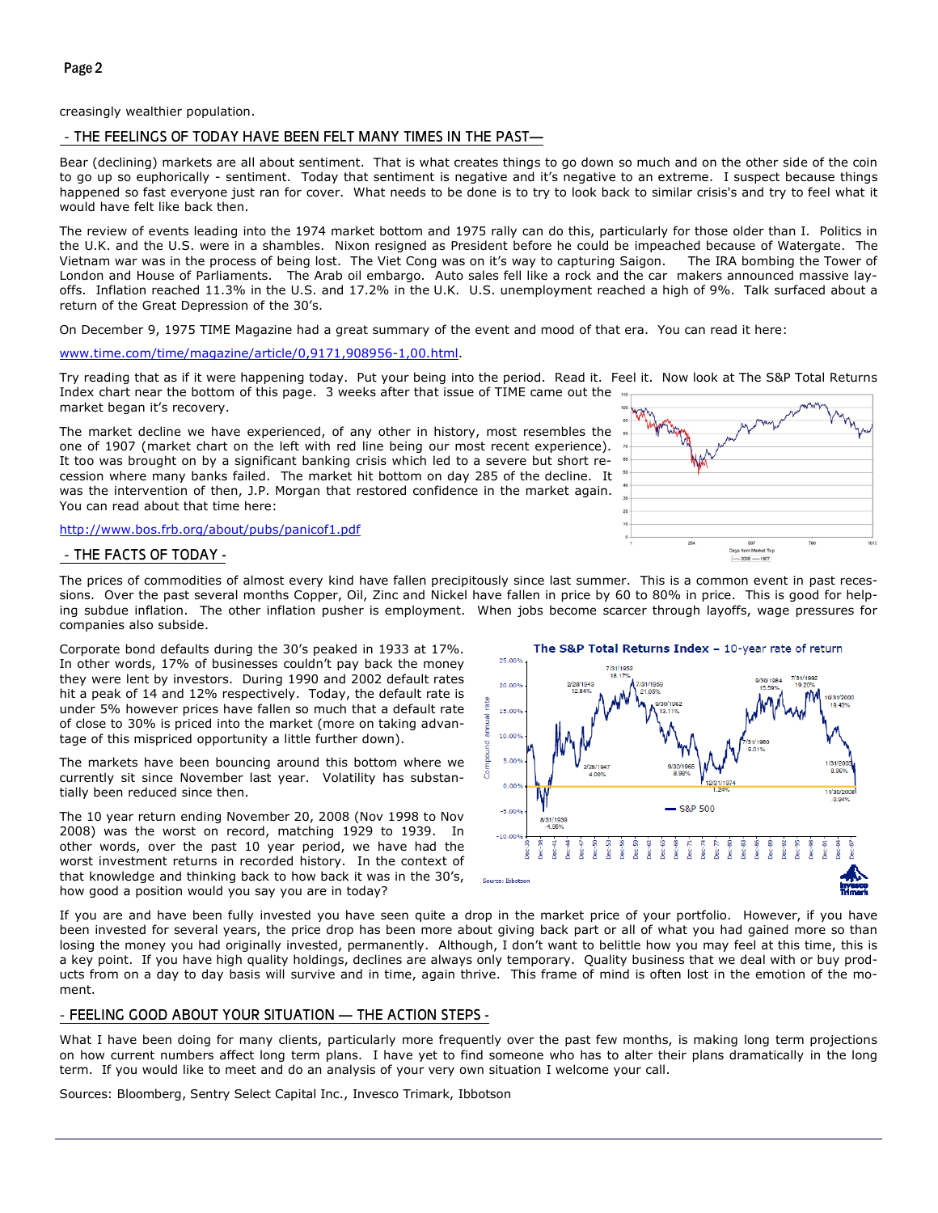creasingly wealthier population.

## - THE FEELINGS OF TODAY HAVE BEEN FELT MANY TIMES IN THE PAST—

Bear (declining) markets are all about sentiment. That is what creates things to go down so much and on the other side of the coin to go up so euphorically - sentiment. Today that sentiment is negative and it's negative to an extreme. I suspect because things happened so fast everyone just ran for cover. What needs to be done is to try to look back to similar crisis's and try to feel what it would have felt like back then.

The review of events leading into the 1974 market bottom and 1975 rally can do this, particularly for those older than I. Politics in the U.K. and the U.S. were in a shambles. Nixon resigned as President before he could be impeached because of Watergate. The Vietnam war was in the process of being lost. The Viet Cong was on it's way to capturing Saigon. The IRA bombing the Tower of London and House of Parliaments. The Arab oil embargo. Auto sales fell like a rock and the car makers announced massive lay-offs. Inflation reached 11.3% in the U.S. and 17.2% in the U.K. U.S. unemployment reached a high of 9%. Talk surfaced about a return of the Great Depression of the 30's.

On December 9, 1975 TIME Magazine had a great summary of the event and mood of that era. You can read it here:

www.time.com/time/magazine/article/0,9171,908956-1,00.html.

Try reading that as if it were happening today. Put your being into the period. Read it. Feel it. Now look at The S&P Total Returns Index chart near the bottom of this page. 3 weeks after that issue of TIME came out the market began it's recovery.

The market decline we have experienced, of any other in history, most resembles the one of 1907 (market chart on the left with red line being our most recent experience). It too was brought on by a significant banking crisis which led to a severe but short recession where many banks failed. The market hit bottom on day 285 of the decline. It was the intervention of then, J.P. Morgan that restored confidence in the market again. You can read about that time here:

http://www.bos.frb.org/about/pubs/panicof1.pdf

## - THE FACTS OF TODAY -

The prices of commodities of almost every kind have fallen precipitously since last summer. This is a common event in past recessions. Over the past several months Copper, Oil, Zinc and Nickel have fallen in price by 60 to 80% in price. This is good for helping subdue inflation. The other inflation pusher is employment. When jobs become scarcer through layoffs, wage pressures for companies also subside.

Corporate bond defaults during the 30's peaked in 1933 at 17%. In other words, 17% of businesses couldn't pay back the money they were lent by investors. During 1990 and 2002 default rates hit a peak of 14 and 12% respectively. Today, the default rate is under 5% however prices have fallen so much that a default rate of close to 30% is priced into the market (more on taking advantage of this mispriced opportunity a little further down).

The markets have been bouncing around this bottom where we currently sit since November last year. Volatility has substantially been reduced since then.

The 10 year return ending November 20, 2008 (Nov 1998 to Nov 2008) was the worst on record, matching 1929 to 1939. In other words, over the past 10 year period, we have had the worst investment returns in recorded history. In the context of that knowledge and thinking back to how back it was in the 30's, how good a position would you say you are in today?

If you are and have been fully invested you have seen quite a drop in the market price of your portfolio. However, if you have been invested for several years, the price drop has been more about giving back part or all of what you had gained more so than losing the money you had originally invested, permanently. Although, I don't want to belittle how you may feel at this time, this is a key point. If you have high quality holdings, declines are always only temporary. Quality business that we deal with or buy products from on a day to day basis will survive and in time, again thrive. This frame of mind is often lost in the emotion of the moment.

## - FEELING GOOD ABOUT YOUR SITUATION — THE ACTION STEPS -

What I have been doing for many clients, particularly more frequently over the past few months, is making long term projections on how current numbers affect long term plans. I have yet to find someone who has to alter their plans dramatically in the long term. If you would like to meet and do an analysis of your very own situation I welcome your call.

Sources: Bloomberg, Sentry Select Capital Inc., Invesco Trimark, Ibbotson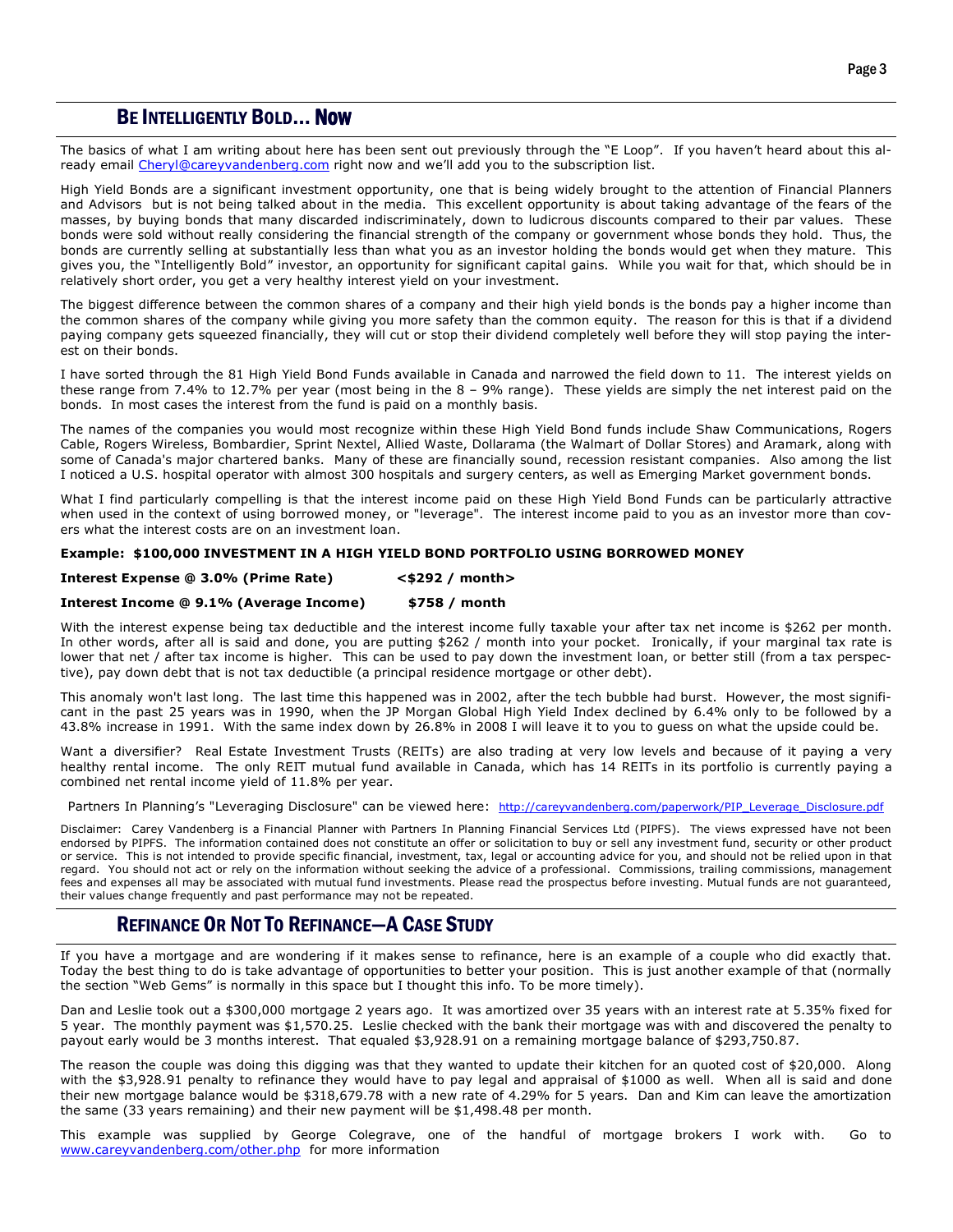## BE INTELLIGENTLY BOLD… NOW

The basics of what I am writing about here has been sent out previously through the "E Loop". If you haven't heard about this already email Cheryl@careyvandenberg.com right now and we'll add you to the subscription list.

High Yield Bonds are a significant investment opportunity, one that is being widely brought to the attention of Financial Planners and Advisors but is not being talked about in the media. This excellent opportunity is about taking advantage of the fears of the masses, by buying bonds that many discarded indiscriminately, down to ludicrous discounts compared to their par values. These bonds were sold without really considering the financial strength of the company or government whose bonds they hold. Thus, the bonds are currently selling at substantially less than what you as an investor holding the bonds would get when they mature. This gives you, the "Intelligently Bold" investor, an opportunity for significant capital gains. While you wait for that, which should be in relatively short order, you get a very healthy interest yield on your investment.

The biggest difference between the common shares of a company and their high yield bonds is the bonds pay a higher income than the common shares of the company while giving you more safety than the common equity. The reason for this is that if a dividend paying company gets squeezed financially, they will cut or stop their dividend completely well before they will stop paying the interest on their bonds.

I have sorted through the 81 High Yield Bond Funds available in Canada and narrowed the field down to 11. The interest yields on these range from 7.4% to 12.7% per year (most being in the 8 – 9% range). These yields are simply the net interest paid on the bonds. In most cases the interest from the fund is paid on a monthly basis.

The names of the companies you would most recognize within these High Yield Bond funds include Shaw Communications, Rogers Cable, Rogers Wireless, Bombardier, Sprint Nextel, Allied Waste, Dollarama (the Walmart of Dollar Stores) and Aramark, along with some of Canada's major chartered banks. Many of these are financially sound, recession resistant companies. Also among the list I noticed a U.S. hospital operator with almost 300 hospitals and surgery centers, as well as Emerging Market government bonds.

What I find particularly compelling is that the interest income paid on these High Yield Bond Funds can be particularly attractive when used in the context of using borrowed money, or "leverage". The interest income paid to you as an investor more than covers what the interest costs are on an investment loan.

**Example: $100,000 INVESTMENT IN A HIGH YIELD BOND PORTFOLIO USING BORROWED MONEY**

**Interest Expense @ 3.0% (Prime Rate) <$292 / month>**

**Interest Income @ 9.1% (Average Income) $758 / month**

With the interest expense being tax deductible and the interest income fully taxable your after tax net income is $262 per month. In other words, after all is said and done, you are putting $262 / month into your pocket. Ironically, if your marginal tax rate is lower that net / after tax income is higher. This can be used to pay down the investment loan, or better still (from a tax perspective), pay down debt that is not tax deductible (a principal residence mortgage or other debt).

This anomaly won't last long. The last time this happened was in 2002, after the tech bubble had burst. However, the most significant in the past 25 years was in 1990, when the JP Morgan Global High Yield Index declined by 6.4% only to be followed by a 43.8% increase in 1991. With the same index down by 26.8% in 2008 I will leave it to you to guess on what the upside could be.

Want a diversifier? Real Estate Investment Trusts (REITs) are also trading at very low levels and because of it paying a very healthy rental income. The only REIT mutual fund available in Canada, which has 14 REITs in its portfolio is currently paying a combined net rental income yield of 11.8% per year.

Partners In Planning's "Leveraging Disclosure" can be viewed here: http://careyvandenberg.com/paperwork/PIP_Leverage_Disclosure.pdf

Disclaimer: Carey Vandenberg is a Financial Planner with Partners In Planning Financial Services Ltd (PIPFS). The views expressed have not been endorsed by PIPFS. The information contained does not constitute an offer or solicitation to buy or sell any investment fund, security or other product or service. This is not intended to provide specific financial, investment, tax, legal or accounting advice for you, and should not be relied upon in that regard. You should not act or rely on the information without seeking the advice of a professional. Commissions, trailing commissions, management fees and expenses all may be associated with mutual fund investments. Please read the prospectus before investing. Mutual funds are not guaranteed, their values change frequently and past performance may not be repeated.

## REFINANCE OR NOT TO REFINANCE—A CASE STUDY

If you have a mortgage and are wondering if it makes sense to refinance, here is an example of a couple who did exactly that. Today the best thing to do is take advantage of opportunities to better your position. This is just another example of that (normally the section "Web Gems" is normally in this space but I thought this info. To be more timely).

Dan and Leslie took out a $300,000 mortgage 2 years ago. It was amortized over 35 years with an interest rate at 5.35% fixed for 5 year. The monthly payment was $1,570.25. Leslie checked with the bank their mortgage was with and discovered the penalty to payout early would be 3 months interest. That equaled $3,928.91 on a remaining mortgage balance of $293,750.87.

The reason the couple was doing this digging was that they wanted to update their kitchen for an quoted cost of $20,000. Along with the $3,928.91 penalty to refinance they would have to pay legal and appraisal of $1000 as well. When all is said and done their new mortgage balance would be $318,679.78 with a new rate of 4.29% for 5 years. Dan and Kim can leave the amortization the same (33 years remaining) and their new payment will be $1,498.48 per month.

This example was supplied by George Colegrave, one of the handful of mortgage brokers I work with. Go to www.careyvandenberg.com/other.php for more information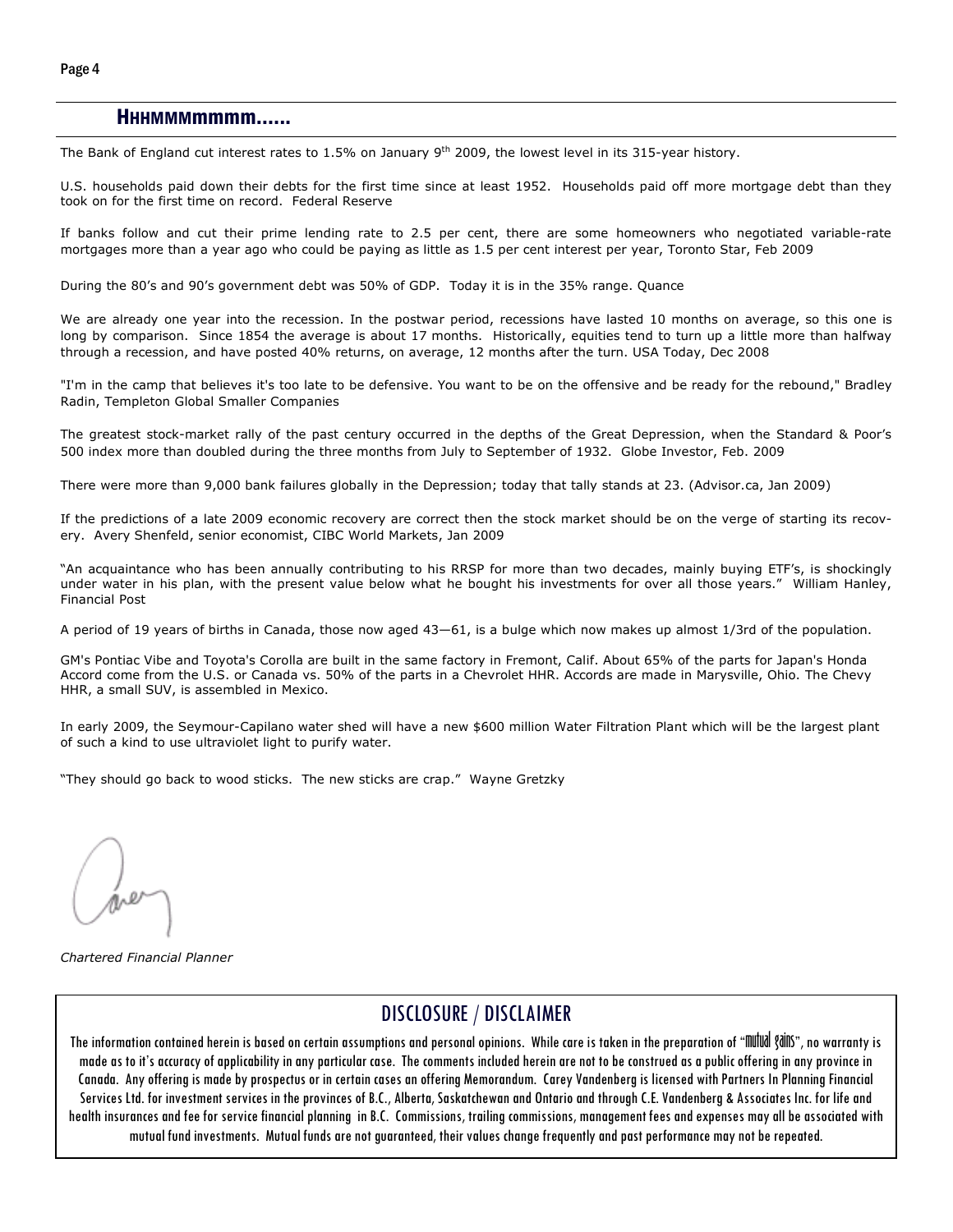## Hhhmmmmmmm......

The Bank of England cut interest rates to 1.5% on January 9th 2009, the lowest level in its 315-year history.

U.S. households paid down their debts for the first time since at least 1952. Households paid off more mortgage debt than they took on for the first time on record. Federal Reserve

If banks follow and cut their prime lending rate to 2.5 per cent, there are some homeowners who negotiated variable-rate mortgages more than a year ago who could be paying as little as 1.5 per cent interest per year, Toronto Star, Feb 2009

During the 80's and 90's government debt was 50% of GDP. Today it is in the 35% range. Quance

We are already one year into the recession. In the postwar period, recessions have lasted 10 months on average, so this one is long by comparison. Since 1854 the average is about 17 months. Historically, equities tend to turn up a little more than halfway through a recession, and have posted 40% returns, on average, 12 months after the turn. USA Today, Dec 2008

"I'm in the camp that believes it's too late to be defensive. You want to be on the offensive and be ready for the rebound," Bradley Radin, Templeton Global Smaller Companies

The greatest stock-market rally of the past century occurred in the depths of the Great Depression, when the Standard & Poor's 500 index more than doubled during the three months from July to September of 1932. Globe Investor, Feb. 2009

There were more than 9,000 bank failures globally in the Depression; today that tally stands at 23. (Advisor.ca, Jan 2009)

If the predictions of a late 2009 economic recovery are correct then the stock market should be on the verge of starting its recovery. Avery Shenfeld, senior economist, CIBC World Markets, Jan 2009

"An acquaintance who has been annually contributing to his RRSP for more than two decades, mainly buying ETF's, is shockingly under water in his plan, with the present value below what he bought his investments for over all those years." William Hanley, Financial Post

A period of 19 years of births in Canada, those now aged 43—61, is a bulge which now makes up almost 1/3rd of the population.

GM's Pontiac Vibe and Toyota's Corolla are built in the same factory in Fremont, Calif. About 65% of the parts for Japan's Honda Accord come from the U.S. or Canada vs. 50% of the parts in a Chevrolet HHR. Accords are made in Marysville, Ohio. The Chevy HHR, a small SUV, is assembled in Mexico.

In early 2009, the Seymour-Capilano water shed will have a new $600 million Water Filtration Plant which will be the largest plant of such a kind to use ultraviolet light to purify water.

"They should go back to wood sticks. The new sticks are crap." Wayne Gretzky

Carey

*Chartered Financial Planner*

## DISCLOSURE / DISCLAIMER

The information contained herein is based on certain assumptions and personal opinions. While care is taken in the preparation of "mutual gains", no warranty is made as to it's accuracy of applicability in any particular case. The comments included herein are not to be construed as a public offering in any province in Canada. Any offering is made by prospectus or in certain cases an offering Memorandum. Carey Vandenberg is licensed with Partners In Planning Financial Services Ltd. for investment services in the provinces of B.C., Alberta, Saskatchewan and Ontario and through C.E. Vandenberg & Associates Inc. for life and health insurances and fee for service financial planning in B.C. Commissions, trailing commissions, management fees and expenses may all be associated with mutual fund investments. Mutual funds are not guaranteed, their values change frequently and past performance may not be repeated.